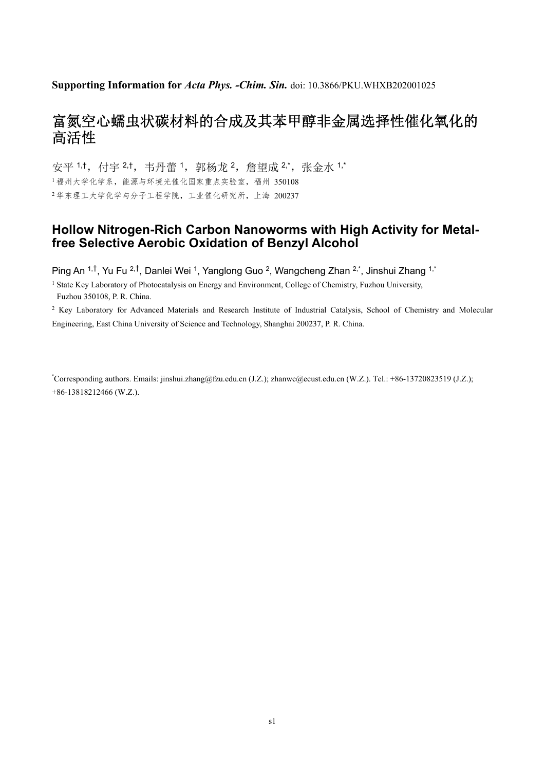**Supporting Information for *Acta Phys. -Chim. Sin.*** doi: 10.3866/PKU.WHXB202001025

# 富氮空心蠕虫状碳材料的合成及其苯甲醇非金属选择性催化氧化的高活性

安平 [1,†]，付宇 [2,†]，韦丹蕾 [1]，郭杨龙 [2]，詹望成 [2,*]，张金水 [1,*]

[1] 福州大学化学系，能源与环境光催化国家重点实验室，福州 350108

[2] 华东理工大学化学与分子工程学院，工业催化研究所，上海 200237

# Hollow Nitrogen-Rich Carbon Nanoworms with High Activity for Metal-free Selective Aerobic Oxidation of Benzyl Alcohol

Ping An [1,†], Yu Fu [2,†], Danlei Wei [1], Yanglong Guo [2], Wangcheng Zhan [2,*], Jinshui Zhang [1,*]

[1] State Key Laboratory of Photocatalysis on Energy and Environment, College of Chemistry, Fuzhou University, Fuzhou 350108, P. R. China.

[2] Key Laboratory for Advanced Materials and Research Institute of Industrial Catalysis, School of Chemistry and Molecular Engineering, East China University of Science and Technology, Shanghai 200237, P. R. China.

[*] Corresponding authors. Emails: jinshui.zhang@fzu.edu.cn (J.Z.); zhanwc@ecust.edu.cn (W.Z.). Tel.: +86-13720823519 (J.Z.); +86-13818212466 (W.Z.).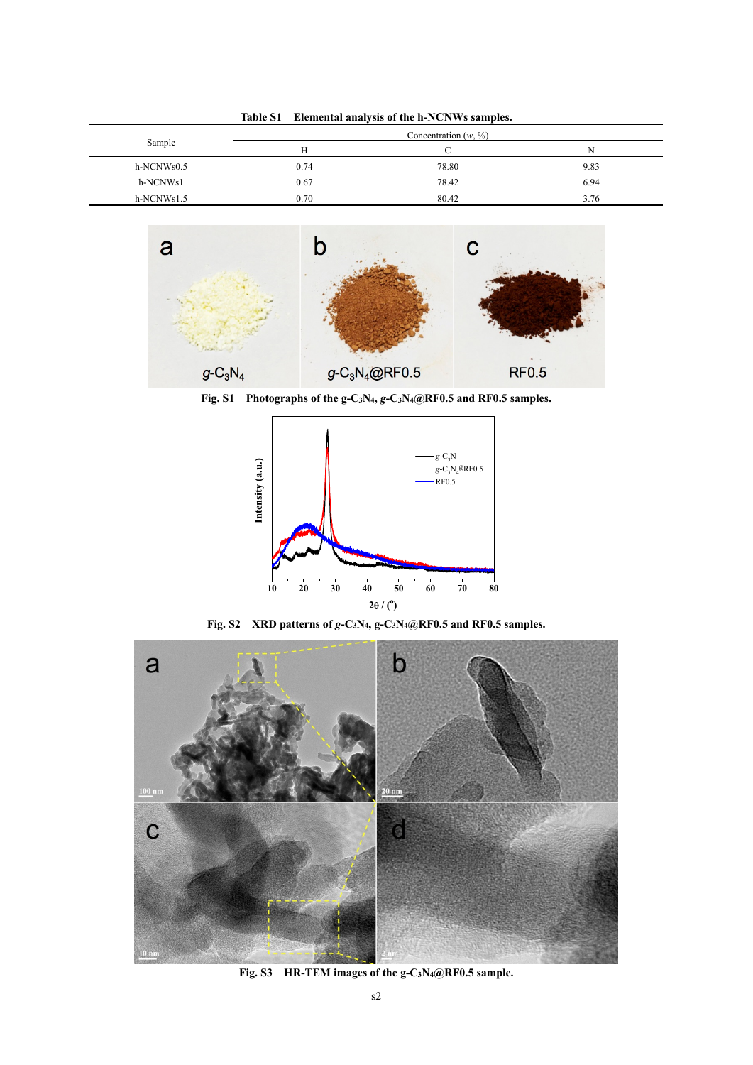**Table S1 Elemental analysis of the h-NCNWs samples.**

| Sample | Concentration ($w$, %) | | |
|---|---|---|---|
| | H | C | N |
| h-NCNWs0.5 | 0.74 | 78.80 | 9.83 |
| h-NCNWs1 | 0.67 | 78.42 | 6.94 |
| h-NCNWs1.5 | 0.70 | 80.42 | 3.76 |

**Fig. S1 Photographs of the g-$C_3N_4$, *g*-$C_3N_4$@RF0.5 and RF0.5 samples.**

**Fig. S2 XRD patterns of *g*-$C_3N_4$, g-$C_3N_4$@RF0.5 and RF0.5 samples.**

**Fig. S3 HR-TEM images of the g-$C_3N_4$@RF0.5 sample.**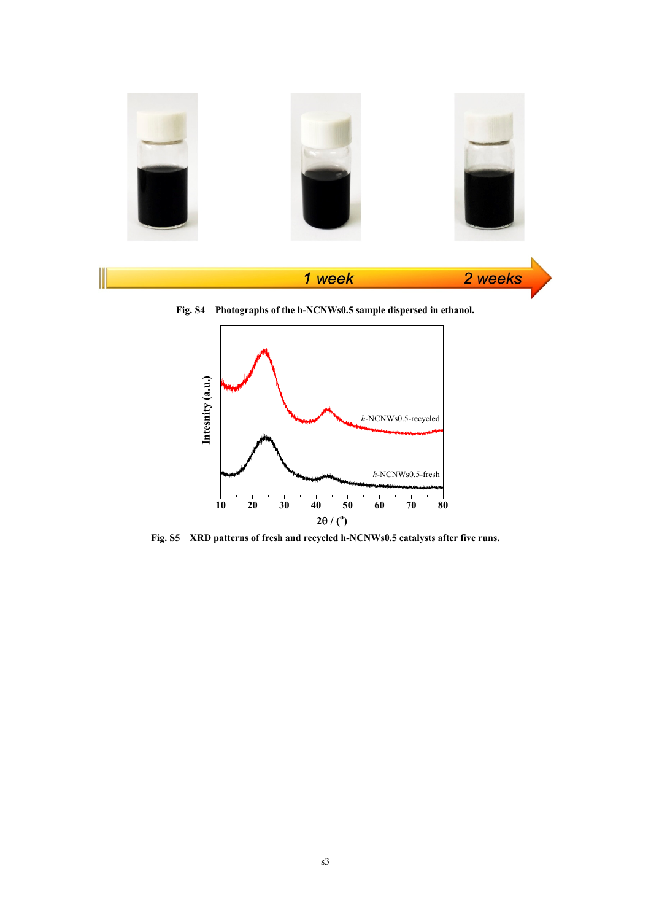1 week

2 weeks

**Fig. S4 Photographs of the h-NCNWs0.5 sample dispersed in ethanol.**

Intesnity (a.u.)

*h*-NCNWs0.5-recycled

*h*-NCNWs0.5-fresh

10 20 30 40 50 60 70 80

2θ / (°)

**Fig. S5 XRD patterns of fresh and recycled h-NCNWs0.5 catalysts after five runs.**